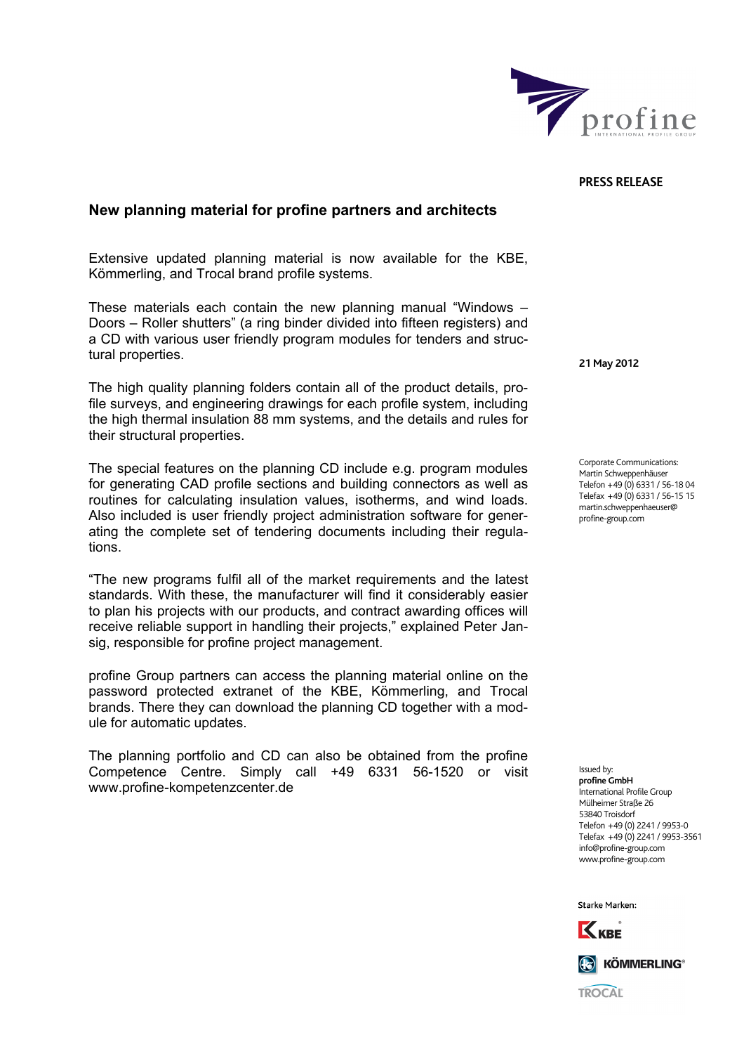PRESS RELEASE

## New planning material for profine partners and architects

21 May 2012

Extensive updated planning material is now available for the KBE, Kömmerling, and Trocal brand profile systems.

These materials each contain the new planning manual “Windows – Doors – Roller shutters” (a ring binder divided into fifteen registers) and a CD with various user friendly program modules for tenders and structural properties.

The high quality planning folders contain all of the product details, profile surveys, and engineering drawings for each profile system, including the high thermal insulation 88 mm systems, and the details and rules for their structural properties.

The special features on the planning CD include e.g. program modules for generating CAD profile sections and building connectors as well as routines for calculating insulation values, isotherms, and wind loads. Also included is user friendly project administration software for generating the complete set of tendering documents including their regulations.

“The new programs fulfil all of the market requirements and the latest standards. With these, the manufacturer will find it considerably easier to plan his projects with our products, and contract awarding offices will receive reliable support in handling their projects,” explained Peter Jansig, responsible for profine project management.

profine Group partners can access the planning material online on the password protected extranet of the KBE, Kömmerling, and Trocal brands. There they can download the planning CD together with a module for automatic updates.

The planning portfolio and CD can also be obtained from the profine Competence Centre. Simply call +49 6331 56-1520 or visit www.profine-kompetenzcenter.de

Corporate Communications:
Martin Schweppenhäuser
Telefon +49 (0) 6331 / 56-18 04
Telefax +49 (0) 6331 / 56-15 15
martin.schweppenhaeuser@profine-group.com

Issued by:
**profine GmbH**
International Profile Group
Mülheimer Straße 26
53840 Troisdorf
Telefon +49 (0) 2241 / 9953-0
Telefax +49 (0) 2241 / 9953-3561
info@profine-group.com
www.profine-group.com

Starke Marken:
KBE
KÖMMERLING
TROCAL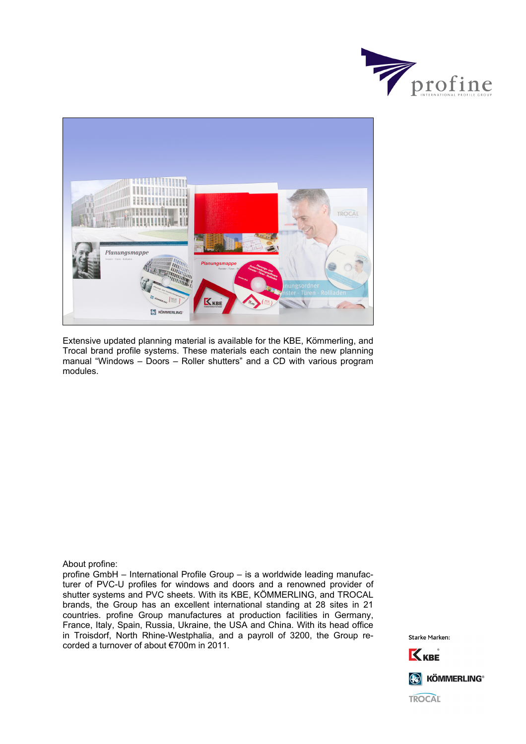Extensive updated planning material is available for the KBE, Kömmerling, and Trocal brand profile systems. These materials each contain the new planning manual "Windows – Doors – Roller shutters" and a CD with various program modules.

About profine:
profine GmbH – International Profile Group – is a worldwide leading manufacturer of PVC-U profiles for windows and doors and a renowned provider of shutter systems and PVC sheets. With its KBE, KÖMMERLING, and TROCAL brands, the Group has an excellent international standing at 28 sites in 21 countries. profine Group manufactures at production facilities in Germany, France, Italy, Spain, Russia, Ukraine, the USA and China. With its head office in Troisdorf, North Rhine-Westphalia, and a payroll of 3200, the Group recorded a turnover of about €700m in 2011.

Starke Marken: